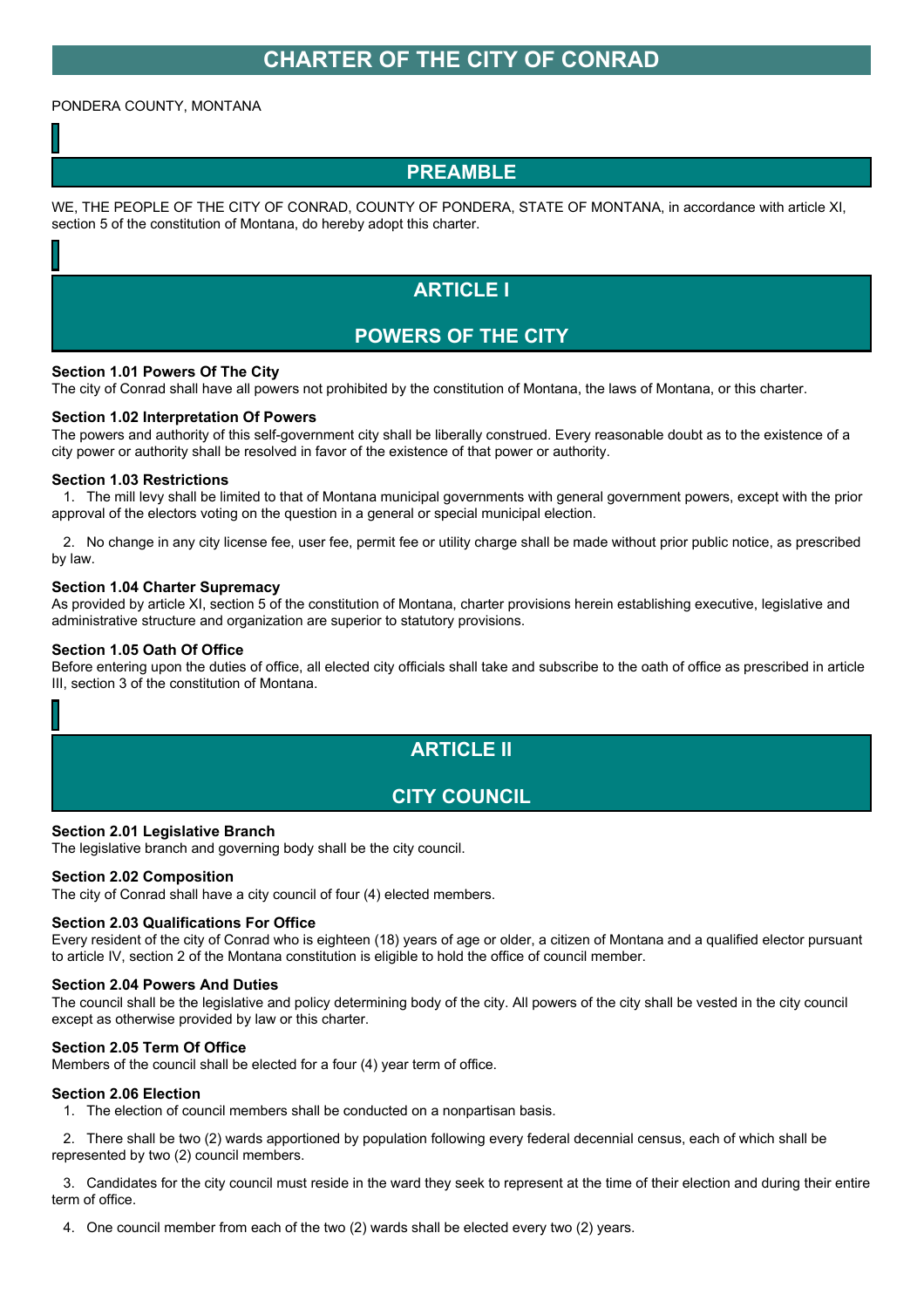# CHARTER OF THE CITY OF CONRAD

PONDERA COUNTY, MONTANA

## PREAMBLE

WE, THE PEOPLE OF THE CITY OF CONRAD, COUNTY OF PONDERA, STATE OF MONTANA, in accordance with article XI, section 5 of the constitution of Montana, do hereby adopt this charter.

## ARTICLE I

## POWERS OF THE CITY

### Section 1.01 Powers Of The City

The city of Conrad shall have all powers not prohibited by the constitution of Montana, the laws of Montana, or this charter.

### Section 1.02 Interpretation Of Powers

The powers and authority of this self-government city shall be liberally construed. Every reasonable doubt as to the existence of a city power or authority shall be resolved in favor of the existence of that power or authority.

### Section 1.03 Restrictions

1. The mill levy shall be limited to that of Montana municipal governments with general government powers, except with the prior approval of the electors voting on the question in a general or special municipal election.

2. No change in any city license fee, user fee, permit fee or utility charge shall be made without prior public notice, as prescribed by law.

### Section 1.04 Charter Supremacy

As provided by article XI, section 5 of the constitution of Montana, charter provisions herein establishing executive, legislative and administrative structure and organization are superior to statutory provisions.

### Section 1.05 Oath Of Office

Before entering upon the duties of office, all elected city officials shall take and subscribe to the oath of office as prescribed in article III, section 3 of the constitution of Montana.

## ARTICLE II

## CITY COUNCIL

### Section 2.01 Legislative Branch

The legislative branch and governing body shall be the city council.

### Section 2.02 Composition

The city of Conrad shall have a city council of four (4) elected members.

### Section 2.03 Qualifications For Office

Every resident of the city of Conrad who is eighteen (18) years of age or older, a citizen of Montana and a qualified elector pursuant to article IV, section 2 of the Montana constitution is eligible to hold the office of council member.

### Section 2.04 Powers And Duties

The council shall be the legislative and policy determining body of the city. All powers of the city shall be vested in the city council except as otherwise provided by law or this charter.

### Section 2.05 Term Of Office

Members of the council shall be elected for a four (4) year term of office.

### Section 2.06 Election

1. The election of council members shall be conducted on a nonpartisan basis.

2. There shall be two (2) wards apportioned by population following every federal decennial census, each of which shall be represented by two (2) council members.

3. Candidates for the city council must reside in the ward they seek to represent at the time of their election and during their entire term of office.

4. One council member from each of the two (2) wards shall be elected every two (2) years.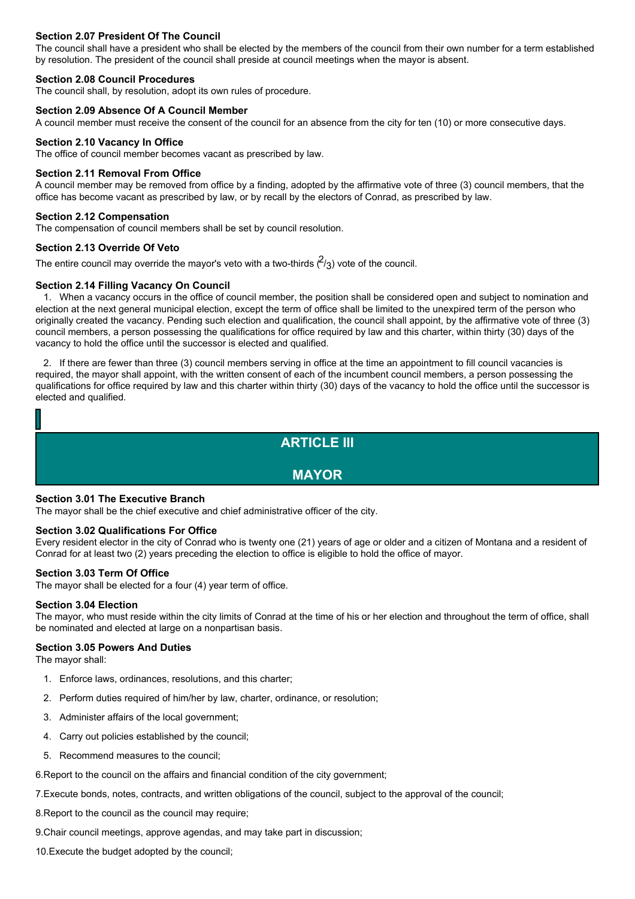### Section 2.07 President Of The Council

The council shall have a president who shall be elected by the members of the council from their own number for a term established by resolution. The president of the council shall preside at council meetings when the mayor is absent.

### Section 2.08 Council Procedures

The council shall, by resolution, adopt its own rules of procedure.

### Section 2.09 Absence Of A Council Member

A council member must receive the consent of the council for an absence from the city for ten (10) or more consecutive days.

### Section 2.10 Vacancy In Office

The office of council member becomes vacant as prescribed by law.

### Section 2.11 Removal From Office

A council member may be removed from office by a finding, adopted by the affirmative vote of three (3) council members, that the office has become vacant as prescribed by law, or by recall by the electors of Conrad, as prescribed by law.

### Section 2.12 Compensation

The compensation of council members shall be set by council resolution.

### Section 2.13 Override Of Veto

The entire council may override the mayor's veto with a two-thirds ($^2/_3$) vote of the council.

### Section 2.14 Filling Vacancy On Council

1. When a vacancy occurs in the office of council member, the position shall be considered open and subject to nomination and election at the next general municipal election, except the term of office shall be limited to the unexpired term of the person who originally created the vacancy. Pending such election and qualification, the council shall appoint, by the affirmative vote of three (3) council members, a person possessing the qualifications for office required by law and this charter, within thirty (30) days of the vacancy to hold the office until the successor is elected and qualified.

2. If there are fewer than three (3) council members serving in office at the time an appointment to fill council vacancies is required, the mayor shall appoint, with the written consent of each of the incumbent council members, a person possessing the qualifications for office required by law and this charter within thirty (30) days of the vacancy to hold the office until the successor is elected and qualified.

## ARTICLE III

## MAYOR

### Section 3.01 The Executive Branch

The mayor shall be the chief executive and chief administrative officer of the city.

### Section 3.02 Qualifications For Office

Every resident elector in the city of Conrad who is twenty one (21) years of age or older and a citizen of Montana and a resident of Conrad for at least two (2) years preceding the election to office is eligible to hold the office of mayor.

### Section 3.03 Term Of Office

The mayor shall be elected for a four (4) year term of office.

### Section 3.04 Election

The mayor, who must reside within the city limits of Conrad at the time of his or her election and throughout the term of office, shall be nominated and elected at large on a nonpartisan basis.

### Section 3.05 Powers And Duties

The mayor shall:

1. Enforce laws, ordinances, resolutions, and this charter;
2. Perform duties required of him/her by law, charter, ordinance, or resolution;
3. Administer affairs of the local government;
4. Carry out policies established by the council;
5. Recommend measures to the council;
6. Report to the council on the affairs and financial condition of the city government;
7. Execute bonds, notes, contracts, and written obligations of the council, subject to the approval of the council;
8. Report to the council as the council may require;
9. Chair council meetings, approve agendas, and may take part in discussion;
10. Execute the budget adopted by the council;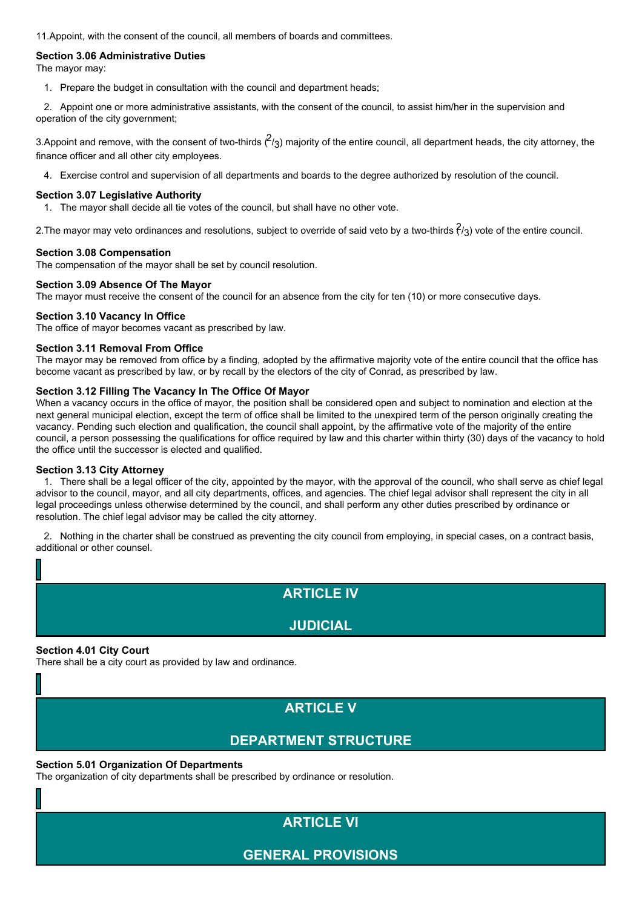11.Appoint, with the consent of the council, all members of boards and committees.

**Section 3.06 Administrative Duties**
The mayor may:

1. Prepare the budget in consultation with the council and department heads;

2. Appoint one or more administrative assistants, with the consent of the council, to assist him/her in the supervision and operation of the city government;

3.Appoint and remove, with the consent of two-thirds ($^2/_3$) majority of the entire council, all department heads, the city attorney, the finance officer and all other city employees.

4. Exercise control and supervision of all departments and boards to the degree authorized by resolution of the council.

**Section 3.07 Legislative Authority**

1. The mayor shall decide all tie votes of the council, but shall have no other vote.

2.The mayor may veto ordinances and resolutions, subject to override of said veto by a two-thirds ($^2/_3$) vote of the entire council.

**Section 3.08 Compensation**
The compensation of the mayor shall be set by council resolution.

**Section 3.09 Absence Of The Mayor**
The mayor must receive the consent of the council for an absence from the city for ten (10) or more consecutive days.

**Section 3.10 Vacancy In Office**
The office of mayor becomes vacant as prescribed by law.

**Section 3.11 Removal From Office**
The mayor may be removed from office by a finding, adopted by the affirmative majority vote of the entire council that the office has become vacant as prescribed by law, or by recall by the electors of the city of Conrad, as prescribed by law.

**Section 3.12 Filling The Vacancy In The Office Of Mayor**
When a vacancy occurs in the office of mayor, the position shall be considered open and subject to nomination and election at the next general municipal election, except the term of office shall be limited to the unexpired term of the person originally creating the vacancy. Pending such election and qualification, the council shall appoint, by the affirmative vote of the majority of the entire council, a person possessing the qualifications for office required by law and this charter within thirty (30) days of the vacancy to hold the office until the successor is elected and qualified.

**Section 3.13 City Attorney**

1. There shall be a legal officer of the city, appointed by the mayor, with the approval of the council, who shall serve as chief legal advisor to the council, mayor, and all city departments, offices, and agencies. The chief legal advisor shall represent the city in all legal proceedings unless otherwise determined by the council, and shall perform any other duties prescribed by ordinance or resolution. The chief legal advisor may be called the city attorney.

2. Nothing in the charter shall be construed as preventing the city council from employing, in special cases, on a contract basis, additional or other counsel.

## ARTICLE IV

## JUDICIAL

**Section 4.01 City Court**
There shall be a city court as provided by law and ordinance.

## ARTICLE V

## DEPARTMENT STRUCTURE

**Section 5.01 Organization Of Departments**
The organization of city departments shall be prescribed by ordinance or resolution.

## ARTICLE VI

## GENERAL PROVISIONS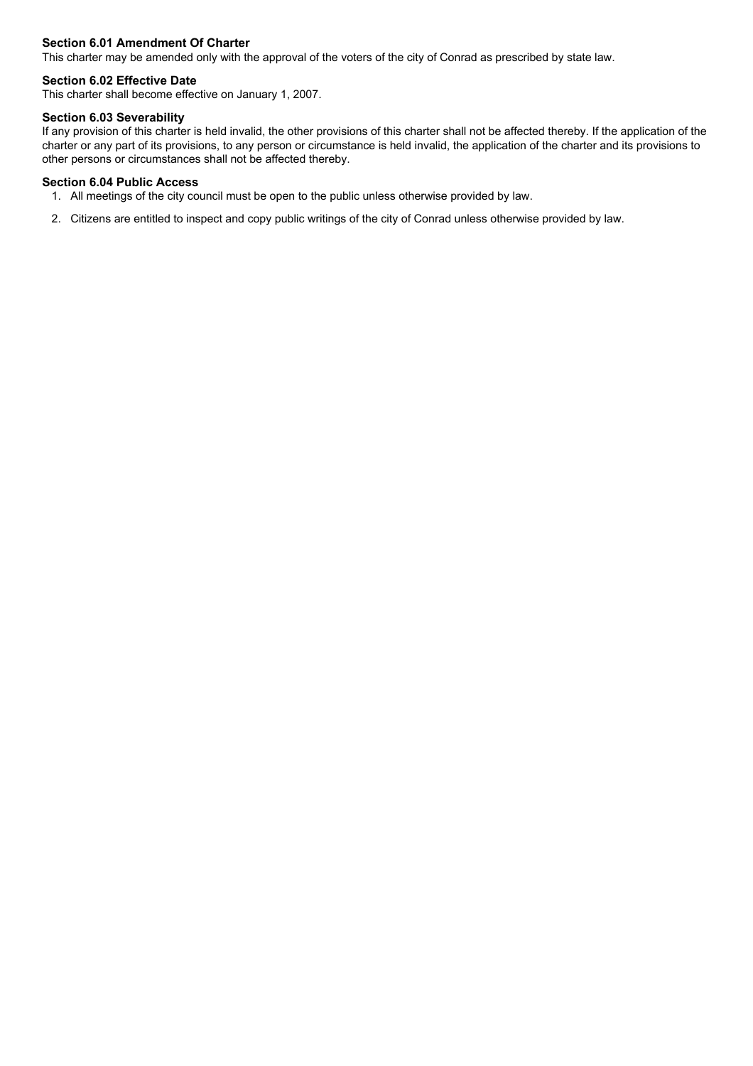### Section 6.01 Amendment Of Charter

This charter may be amended only with the approval of the voters of the city of Conrad as prescribed by state law.

### Section 6.02 Effective Date

This charter shall become effective on January 1, 2007.

### Section 6.03 Severability

If any provision of this charter is held invalid, the other provisions of this charter shall not be affected thereby. If the application of the charter or any part of its provisions, to any person or circumstance is held invalid, the application of the charter and its provisions to other persons or circumstances shall not be affected thereby.

### Section 6.04 Public Access

1. All meetings of the city council must be open to the public unless otherwise provided by law.
2. Citizens are entitled to inspect and copy public writings of the city of Conrad unless otherwise provided by law.